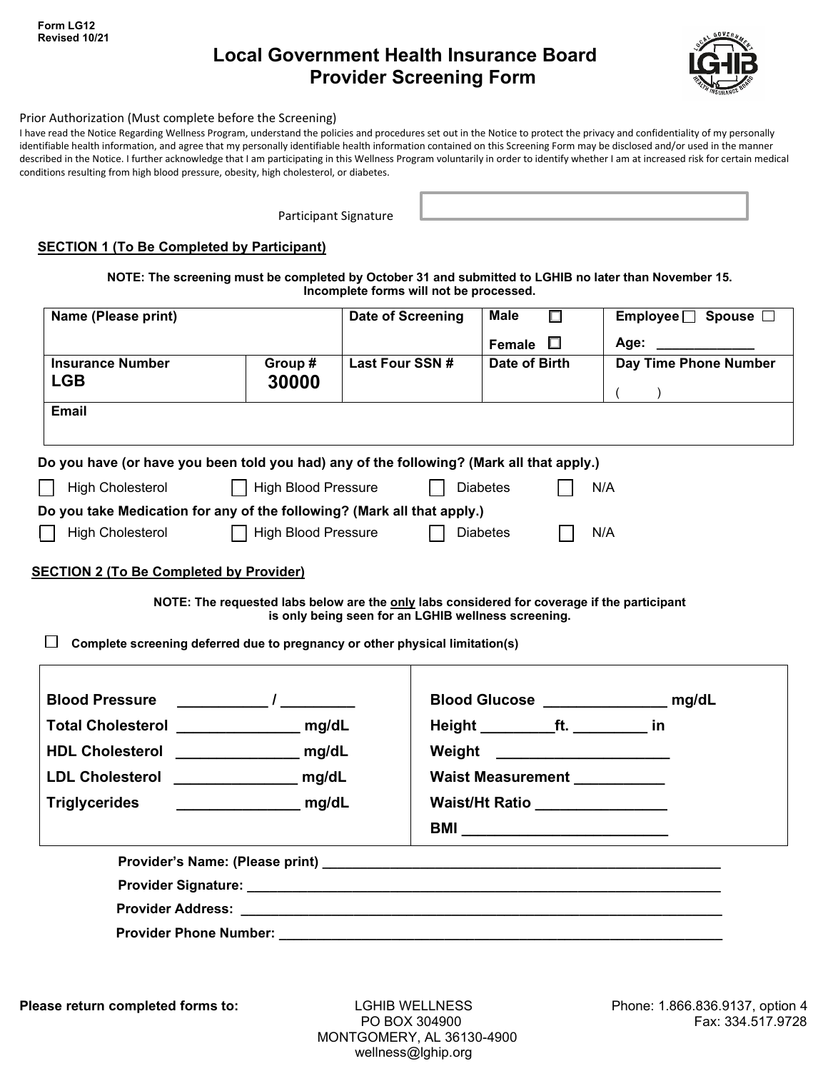Form LG12
Revised 10/21

# Local Government Health Insurance Board
# Provider Screening Form

Prior Authorization (Must complete before the Screening)

I have read the Notice Regarding Wellness Program, understand the policies and procedures set out in the Notice to protect the privacy and confidentiality of my personally identifiable health information, and agree that my personally identifiable health information contained on this Screening Form may be disclosed and/or used in the manner described in the Notice. I further acknowledge that I am participating in this Wellness Program voluntarily in order to identify whether I am at increased risk for certain medical conditions resulting from high blood pressure, obesity, high cholesterol, or diabetes.

Participant Signature ______________________

## SECTION 1 (To Be Completed by Participant)

**NOTE: The screening must be completed by October 31 and submitted to LGHIB no later than November 15. Incomplete forms will not be processed.**

| Name (Please print) | | Date of Screening | Male ☐ Female ☐ | Employee ☐ Spouse ☐ Age: ____________ |
|---|---|---|---|---|
| **Insurance Number** LGB | **Group #** 30000 | **Last Four SSN #** | **Date of Birth** | **Day Time Phone Number** ( ) |
| **Email** | | | | |

**Do you have (or have you been told you had) any of the following? (Mark all that apply.)**

☐ High Cholesterol ☐ High Blood Pressure ☐ Diabetes ☐ N/A

**Do you take Medication for any of the following? (Mark all that apply.)**

☐ High Cholesterol ☐ High Blood Pressure ☐ Diabetes ☐ N/A

## SECTION 2 (To Be Completed by Provider)

**NOTE: The requested labs below are the only labs considered for coverage if the participant is only being seen for an LGHIB wellness screening.**

☐ **Complete screening deferred due to pregnancy or other physical limitation(s)**

| | |
|---|---|
| **Blood Pressure** ___________ / _________ | **Blood Glucose** _______________ mg/dL |
| **Total Cholesterol** _______________ mg/dL | **Height** _________ft. _________ in |
| **HDL Cholesterol** _______________ mg/dL | **Weight** _____________________ |
| **LDL Cholesterol** _______________ mg/dL | **Waist Measurement** ___________ |
| **Triglycerides** _______________ mg/dL | **Waist/Ht Ratio** ________________ |
| | **BMI** _________________________ |

**Provider's Name: (Please print)** ____________________________________________________

**Provider Signature:** ____________________________________________________

**Provider Address:** ____________________________________________________

**Provider Phone Number:** ____________________________________________________

**Please return completed forms to:**

LGHIB WELLNESS
PO BOX 304900
MONTGOMERY, AL 36130-4900
wellness@lghip.org

Phone: 1.866.836.9137, option 4
Fax: 334.517.9728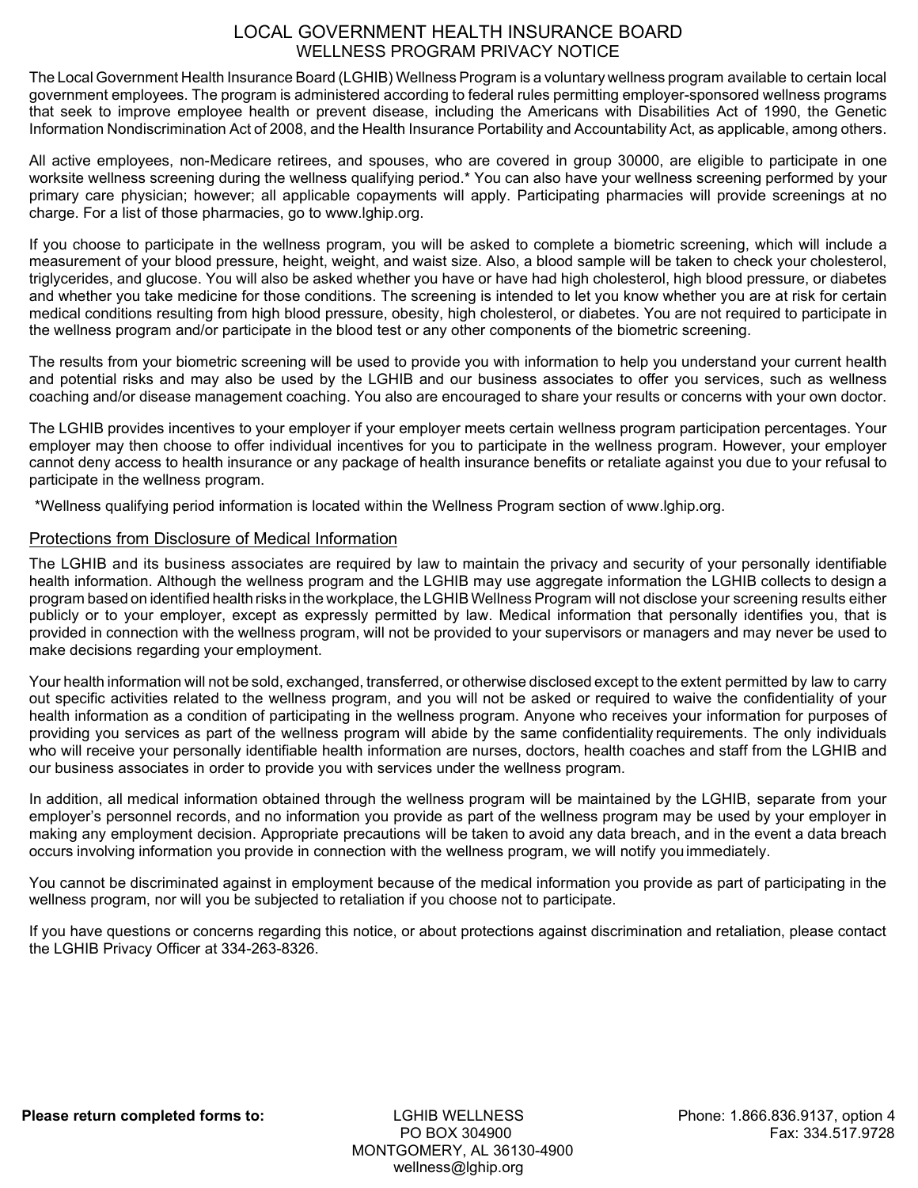# LOCAL GOVERNMENT HEALTH INSURANCE BOARD
## WELLNESS PROGRAM PRIVACY NOTICE

The Local Government Health Insurance Board (LGHIB) Wellness Program is a voluntary wellness program available to certain local government employees. The program is administered according to federal rules permitting employer-sponsored wellness programs that seek to improve employee health or prevent disease, including the Americans with Disabilities Act of 1990, the Genetic Information Nondiscrimination Act of 2008, and the Health Insurance Portability and Accountability Act, as applicable, among others.

All active employees, non-Medicare retirees, and spouses, who are covered in group 30000, are eligible to participate in one worksite wellness screening during the wellness qualifying period.* You can also have your wellness screening performed by your primary care physician; however; all applicable copayments will apply. Participating pharmacies will provide screenings at no charge. For a list of those pharmacies, go to www.lghip.org.

If you choose to participate in the wellness program, you will be asked to complete a biometric screening, which will include a measurement of your blood pressure, height, weight, and waist size. Also, a blood sample will be taken to check your cholesterol, triglycerides, and glucose. You will also be asked whether you have or have had high cholesterol, high blood pressure, or diabetes and whether you take medicine for those conditions. The screening is intended to let you know whether you are at risk for certain medical conditions resulting from high blood pressure, obesity, high cholesterol, or diabetes. You are not required to participate in the wellness program and/or participate in the blood test or any other components of the biometric screening.

The results from your biometric screening will be used to provide you with information to help you understand your current health and potential risks and may also be used by the LGHIB and our business associates to offer you services, such as wellness coaching and/or disease management coaching. You also are encouraged to share your results or concerns with your own doctor.

The LGHIB provides incentives to your employer if your employer meets certain wellness program participation percentages. Your employer may then choose to offer individual incentives for you to participate in the wellness program. However, your employer cannot deny access to health insurance or any package of health insurance benefits or retaliate against you due to your refusal to participate in the wellness program.

*Wellness qualifying period information is located within the Wellness Program section of www.lghip.org.

## Protections from Disclosure of Medical Information

The LGHIB and its business associates are required by law to maintain the privacy and security of your personally identifiable health information. Although the wellness program and the LGHIB may use aggregate information the LGHIB collects to design a program based on identified health risks in the workplace, the LGHIB Wellness Program will not disclose your screening results either publicly or to your employer, except as expressly permitted by law. Medical information that personally identifies you, that is provided in connection with the wellness program, will not be provided to your supervisors or managers and may never be used to make decisions regarding your employment.

Your health information will not be sold, exchanged, transferred, or otherwise disclosed except to the extent permitted by law to carry out specific activities related to the wellness program, and you will not be asked or required to waive the confidentiality of your health information as a condition of participating in the wellness program. Anyone who receives your information for purposes of providing you services as part of the wellness program will abide by the same confidentiality requirements. The only individuals who will receive your personally identifiable health information are nurses, doctors, health coaches and staff from the LGHIB and our business associates in order to provide you with services under the wellness program.

In addition, all medical information obtained through the wellness program will be maintained by the LGHIB, separate from your employer's personnel records, and no information you provide as part of the wellness program may be used by your employer in making any employment decision. Appropriate precautions will be taken to avoid any data breach, and in the event a data breach occurs involving information you provide in connection with the wellness program, we will notify you immediately.

You cannot be discriminated against in employment because of the medical information you provide as part of participating in the wellness program, nor will you be subjected to retaliation if you choose not to participate.

If you have questions or concerns regarding this notice, or about protections against discrimination and retaliation, please contact the LGHIB Privacy Officer at 334-263-8326.

**Please return completed forms to:**

LGHIB WELLNESS
PO BOX 304900
MONTGOMERY, AL 36130-4900
wellness@lghip.org

Phone: 1.866.836.9137, option 4
Fax: 334.517.9728